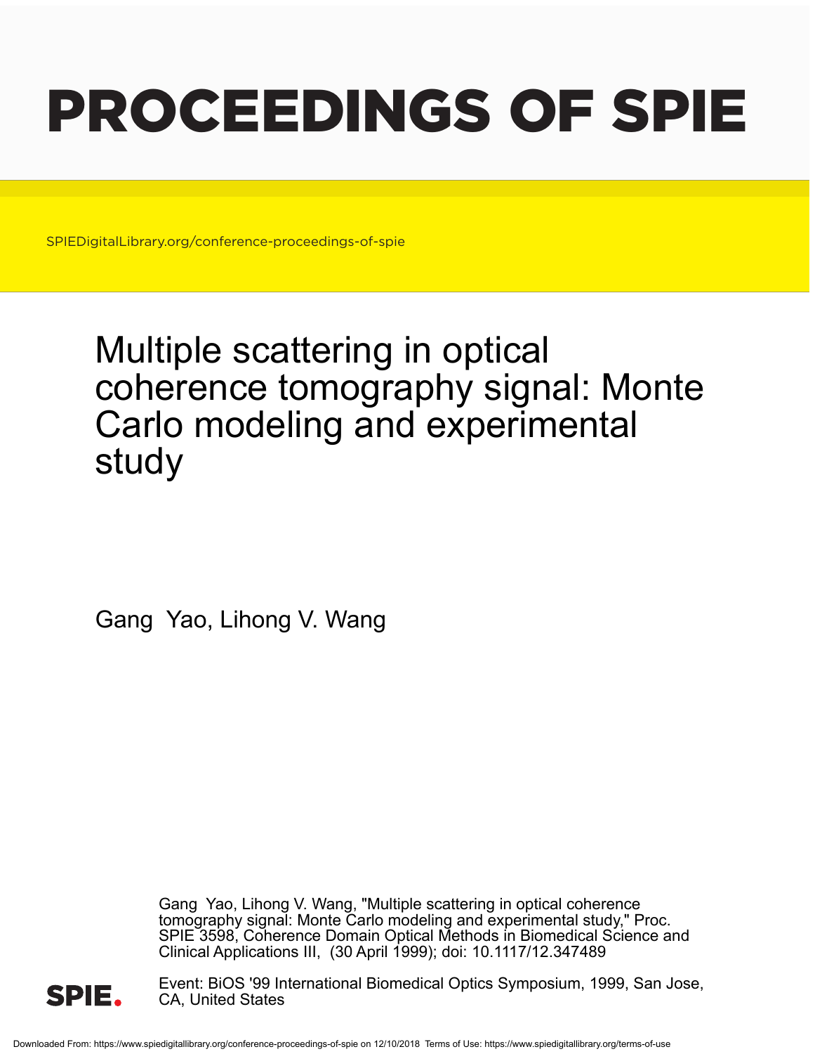# PROCEEDINGS OF SPIE

SPIEDigitalLibrary.org/conference-proceedings-of-spie

## Multiple scattering in optical coherence tomography signal: Monte Carlo modeling and experimental study

Gang Yao, Lihong V. Wang

Gang Yao, Lihong V. Wang, "Multiple scattering in optical coherence tomography signal: Monte Carlo modeling and experimental study," Proc. SPIE 3598, Coherence Domain Optical Methods in Biomedical Science and Clinical Applications III, (30 April 1999); doi: 10.1117/12.347489

Event: BiOS '99 International Biomedical Optics Symposium, 1999, San Jose, CA, United States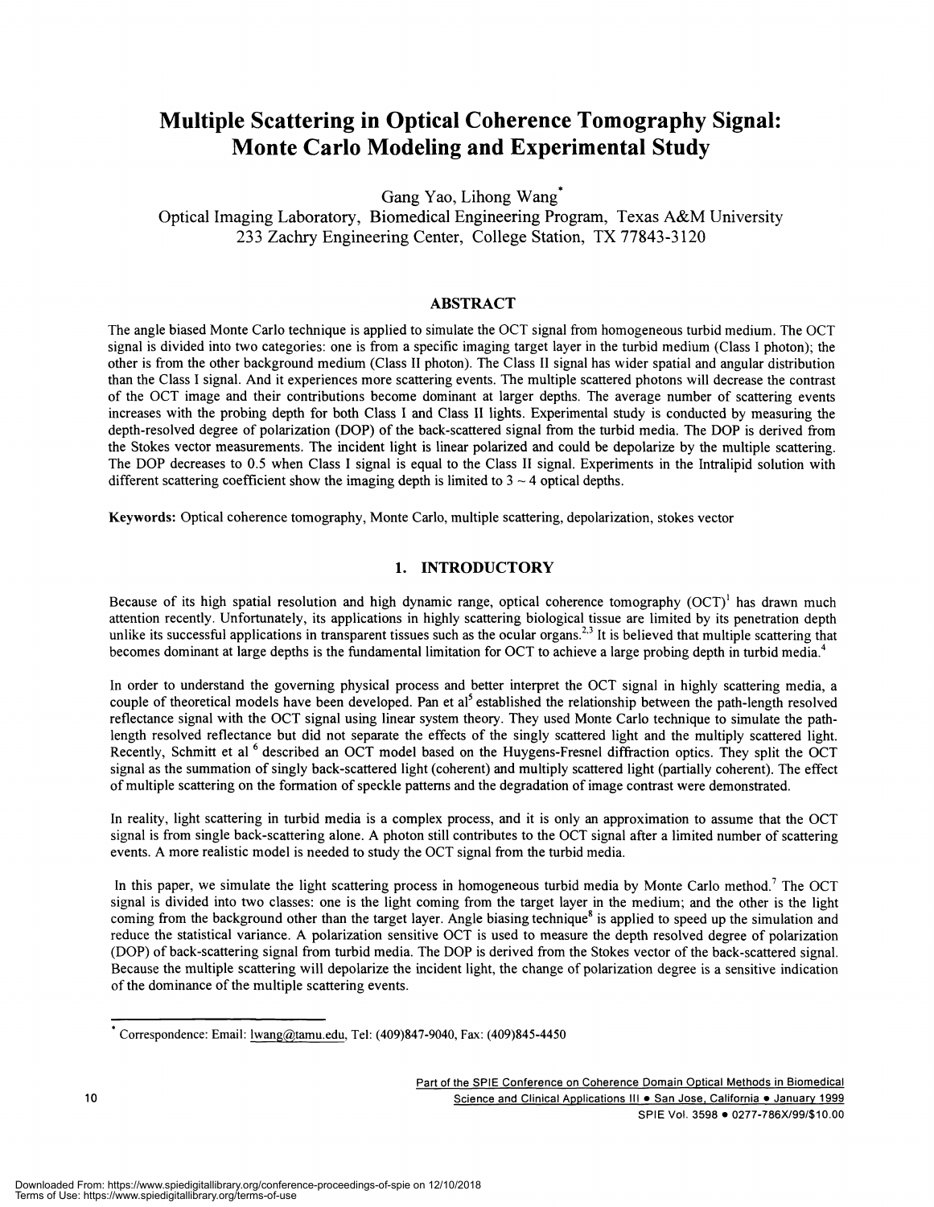# Multiple Scattering in Optical Coherence Tomography Signal: Monte Carlo Modeling and Experimental Study

Gang Yao, Lihong Wang*

Optical Imaging Laboratory, Biomedical Engineering Program, Texas A&M University
233 Zachry Engineering Center, College Station, TX 77843-3120

## ABSTRACT

The angle biased Monte Carlo technique is applied to simulate the OCT signal from homogeneous turbid medium. The OCT signal is divided into two categories: one is from a specific imaging target layer in the turbid medium (Class I photon); the other is from the other background medium (Class II photon). The Class II signal has wider spatial and angular distribution than the Class I signal. And it experiences more scattering events. The multiple scattered photons will decrease the contrast of the OCT image and their contributions become dominant at larger depths. The average number of scattering events increases with the probing depth for both Class I and Class II lights. Experimental study is conducted by measuring the depth-resolved degree of polarization (DOP) of the back-scattered signal from the turbid media. The DOP is derived from the Stokes vector measurements. The incident light is linear polarized and could be depolarize by the multiple scattering. The DOP decreases to 0.5 when Class I signal is equal to the Class II signal. Experiments in the Intralipid solution with different scattering coefficient show the imaging depth is limited to 3 ~ 4 optical depths.

**Keywords:** Optical coherence tomography, Monte Carlo, multiple scattering, depolarization, stokes vector

## 1. INTRODUCTORY

Because of its high spatial resolution and high dynamic range, optical coherence tomography (OCT)[1] has drawn much attention recently. Unfortunately, its applications in highly scattering biological tissue are limited by its penetration depth unlike its successful applications in transparent tissues such as the ocular organs.[2,3] It is believed that multiple scattering that becomes dominant at large depths is the fundamental limitation for OCT to achieve a large probing depth in turbid media.[4]

In order to understand the governing physical process and better interpret the OCT signal in highly scattering media, a couple of theoretical models have been developed. Pan et al[5] established the relationship between the path-length resolved reflectance signal with the OCT signal using linear system theory. They used Monte Carlo technique to simulate the path-length resolved reflectance but did not separate the effects of the singly scattered light and the multiply scattered light. Recently, Schmitt et al [6] described an OCT model based on the Huygens-Fresnel diffraction optics. They split the OCT signal as the summation of singly back-scattered light (coherent) and multiply scattered light (partially coherent). The effect of multiple scattering on the formation of speckle patterns and the degradation of image contrast were demonstrated.

In reality, light scattering in turbid media is a complex process, and it is only an approximation to assume that the OCT signal is from single back-scattering alone. A photon still contributes to the OCT signal after a limited number of scattering events. A more realistic model is needed to study the OCT signal from the turbid media.

In this paper, we simulate the light scattering process in homogeneous turbid media by Monte Carlo method.[7] The OCT signal is divided into two classes: one is the light coming from the target layer in the medium; and the other is the light coming from the background other than the target layer. Angle biasing technique[8] is applied to speed up the simulation and reduce the statistical variance. A polarization sensitive OCT is used to measure the depth resolved degree of polarization (DOP) of back-scattering signal from turbid media. The DOP is derived from the Stokes vector of the back-scattered signal. Because the multiple scattering will depolarize the incident light, the change of polarization degree is a sensitive indication of the dominance of the multiple scattering events.

* Correspondence: Email: lwang@tamu.edu, Tel: (409)847-9040, Fax: (409)845-4450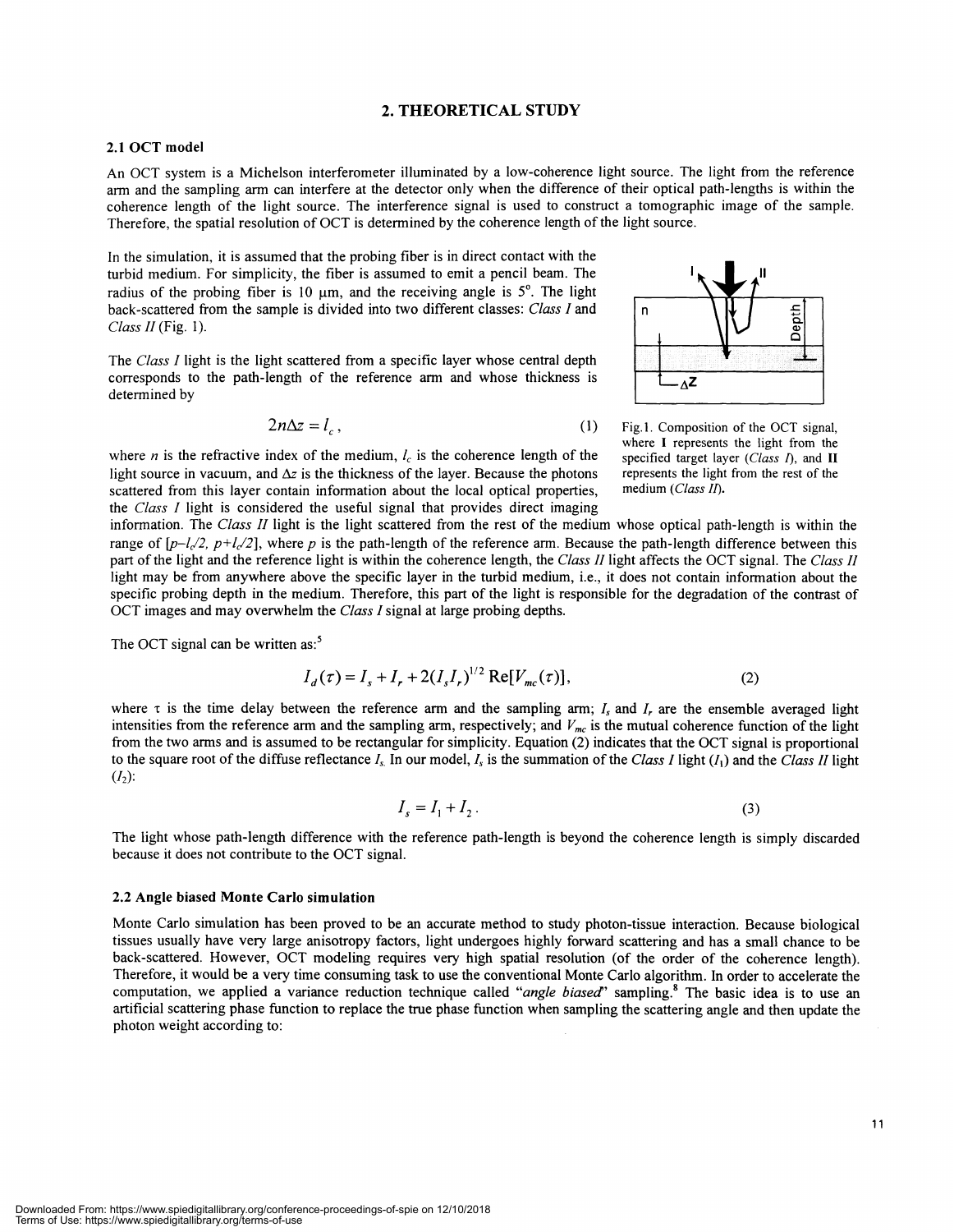## 2. THEORETICAL STUDY

### 2.1 OCT model

An OCT system is a Michelson interferometer illuminated by a low-coherence light source. The light from the reference arm and the sampling arm can interfere at the detector only when the difference of their optical path-lengths is within the coherence length of the light source. The interference signal is used to construct a tomographic image of the sample. Therefore, the spatial resolution of OCT is determined by the coherence length of the light source.

In the simulation, it is assumed that the probing fiber is in direct contact with the turbid medium. For simplicity, the fiber is assumed to emit a pencil beam. The radius of the probing fiber is 10 μm, and the receiving angle is 5°. The light back-scattered from the sample is divided into two different classes: *Class I* and *Class II* (Fig. 1).

The *Class I* light is the light scattered from a specific layer whose central depth corresponds to the path-length of the reference arm and whose thickness is determined by

$$2n\Delta z = l_c, \quad (1)$$

Fig.1. Composition of the OCT signal, where **I** represents the light from the specified target layer (*Class I*), and **II** represents the light from the rest of the medium (*Class II*).

where $n$ is the refractive index of the medium, $l_c$ is the coherence length of the light source in vacuum, and $\Delta z$ is the thickness of the layer. Because the photons scattered from this layer contain information about the local optical properties, the *Class I* light is considered the useful signal that provides direct imaging information. The *Class II* light is the light scattered from the rest of the medium whose optical path-length is within the range of $[p-l_c/2,\ p+l_c/2]$, where $p$ is the path-length of the reference arm. Because the path-length difference between this part of the light and the reference light is within the coherence length, the *Class II* light affects the OCT signal. The *Class II* light may be from anywhere above the specific layer in the turbid medium, i.e., it does not contain information about the specific probing depth in the medium. Therefore, this part of the light is responsible for the degradation of the contrast of OCT images and may overwhelm the *Class I* signal at large probing depths.

The OCT signal can be written as:[5]

$$I_d(\tau) = I_s + I_r + 2(I_s I_r)^{1/2}\,\mathrm{Re}[V_{mc}(\tau)], \quad (2)$$

where $\tau$ is the time delay between the reference arm and the sampling arm; $I_s$ and $I_r$ are the ensemble averaged light intensities from the reference arm and the sampling arm, respectively; and $V_{mc}$ is the mutual coherence function of the light from the two arms and is assumed to be rectangular for simplicity. Equation (2) indicates that the OCT signal is proportional to the square root of the diffuse reflectance $I_s$. In our model, $I_s$ is the summation of the *Class I* light ($I_1$) and the *Class II* light ($I_2$):

$$I_s = I_1 + I_2. \quad (3)$$

The light whose path-length difference with the reference path-length is beyond the coherence length is simply discarded because it does not contribute to the OCT signal.

### 2.2 Angle biased Monte Carlo simulation

Monte Carlo simulation has been proved to be an accurate method to study photon-tissue interaction. Because biological tissues usually have very large anisotropy factors, light undergoes highly forward scattering and has a small chance to be back-scattered. However, OCT modeling requires very high spatial resolution (of the order of the coherence length). Therefore, it would be a very time consuming task to use the conventional Monte Carlo algorithm. In order to accelerate the computation, we applied a variance reduction technique called "*angle biased*" sampling.[8] The basic idea is to use an artificial scattering phase function to replace the true phase function when sampling the scattering angle and then update the photon weight according to: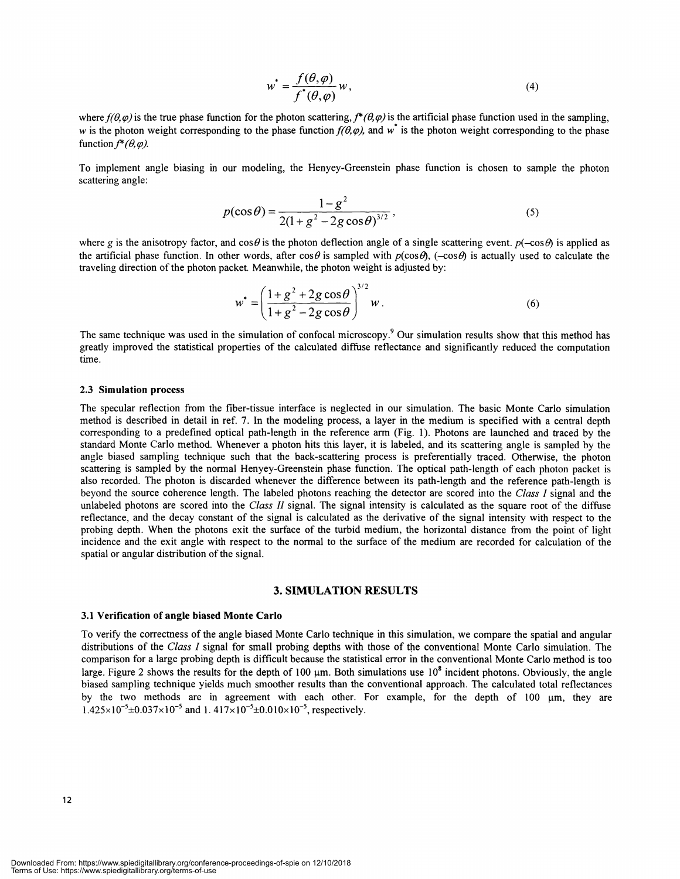$$w^{*} = \frac{f(\theta,\varphi)}{f^{*}(\theta,\varphi)} w, \tag{4}$$

where $f(\theta,\varphi)$ is the true phase function for the photon scattering, $f^{*}(\theta,\varphi)$ is the artificial phase function used in the sampling, $w$ is the photon weight corresponding to the phase function $f(\theta,\varphi)$, and $w^{*}$ is the photon weight corresponding to the phase function $f^{*}(\theta,\varphi)$.

To implement angle biasing in our modeling, the Henyey-Greenstein phase function is chosen to sample the photon scattering angle:

$$p(\cos\theta) = \frac{1-g^{2}}{2(1+g^{2}-2g\cos\theta)^{3/2}}, \tag{5}$$

where $g$ is the anisotropy factor, and $\cos\theta$ is the photon deflection angle of a single scattering event. $p(-\cos\theta)$ is applied as the artificial phase function. In other words, after $\cos\theta$ is sampled with $p(\cos\theta)$, $(-\cos\theta)$ is actually used to calculate the traveling direction of the photon packet. Meanwhile, the photon weight is adjusted by:

$$w^{*} = \left(\frac{1+g^{2}+2g\cos\theta}{1+g^{2}-2g\cos\theta}\right)^{3/2} w. \tag{6}$$

The same technique was used in the simulation of confocal microscopy.[9] Our simulation results show that this method has greatly improved the statistical properties of the calculated diffuse reflectance and significantly reduced the computation time.

### 2.3 Simulation process

The specular reflection from the fiber-tissue interface is neglected in our simulation. The basic Monte Carlo simulation method is described in detail in ref. 7. In the modeling process, a layer in the medium is specified with a central depth corresponding to a predefined optical path-length in the reference arm (Fig. 1). Photons are launched and traced by the standard Monte Carlo method. Whenever a photon hits this layer, it is labeled, and its scattering angle is sampled by the angle biased sampling technique such that the back-scattering process is preferentially traced. Otherwise, the photon scattering is sampled by the normal Henyey-Greenstein phase function. The optical path-length of each photon packet is also recorded. The photon is discarded whenever the difference between its path-length and the reference path-length is beyond the source coherence length. The labeled photons reaching the detector are scored into the *Class I* signal and the unlabeled photons are scored into the *Class II* signal. The signal intensity is calculated as the square root of the diffuse reflectance, and the decay constant of the signal is calculated as the derivative of the signal intensity with respect to the probing depth. When the photons exit the surface of the turbid medium, the horizontal distance from the point of light incidence and the exit angle with respect to the normal to the surface of the medium are recorded for calculation of the spatial or angular distribution of the signal.

## 3. SIMULATION RESULTS

### 3.1 Verification of angle biased Monte Carlo

To verify the correctness of the angle biased Monte Carlo technique in this simulation, we compare the spatial and angular distributions of the *Class I* signal for small probing depths with those of the conventional Monte Carlo simulation. The comparison for a large probing depth is difficult because the statistical error in the conventional Monte Carlo method is too large. Figure 2 shows the results for the depth of 100 μm. Both simulations use $10^{8}$ incident photons. Obviously, the angle biased sampling technique yields much smoother results than the conventional approach. The calculated total reflectances by the two methods are in agreement with each other. For example, for the depth of 100 μm, they are $1.425\times10^{-5}\pm0.037\times10^{-5}$ and $1.417\times10^{-5}\pm0.010\times10^{-5}$, respectively.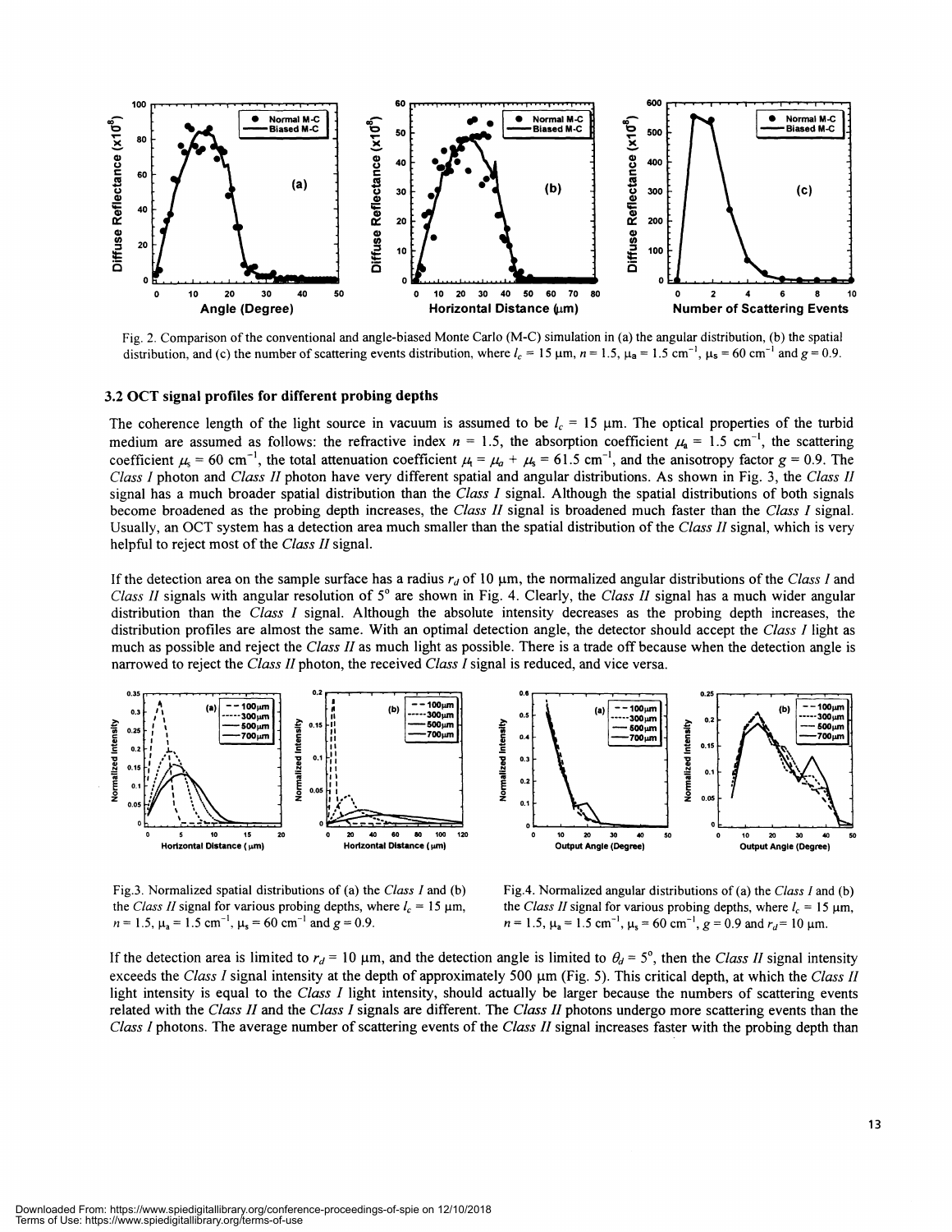Fig. 2. Comparison of the conventional and angle-biased Monte Carlo (M-C) simulation in (a) the angular distribution, (b) the spatial distribution, and (c) the number of scattering events distribution, where $l_c$ = 15 μm, $n$ = 1.5, $\mu_a$ = 1.5 cm$^{-1}$, $\mu_s$ = 60 cm$^{-1}$ and $g$ = 0.9.

### 3.2 OCT signal profiles for different probing depths

The coherence length of the light source in vacuum is assumed to be $l_c$ = 15 μm. The optical properties of the turbid medium are assumed as follows: the refractive index $n$ = 1.5, the absorption coefficient $\mu_a$ = 1.5 cm$^{-1}$, the scattering coefficient $\mu_s$ = 60 cm$^{-1}$, the total attenuation coefficient $\mu_t = \mu_a + \mu_s$ = 61.5 cm$^{-1}$, and the anisotropy factor $g$ = 0.9. The *Class I* photon and *Class II* photon have very different spatial and angular distributions. As shown in Fig. 3, the *Class II* signal has a much broader spatial distribution than the *Class I* signal. Although the spatial distributions of both signals become broadened as the probing depth increases, the *Class II* signal is broadened much faster than the *Class I* signal. Usually, an OCT system has a detection area much smaller than the spatial distribution of the *Class II* signal, which is very helpful to reject most of the *Class II* signal.

If the detection area on the sample surface has a radius $r_d$ of 10 μm, the normalized angular distributions of the *Class I* and *Class II* signals with angular resolution of 5° are shown in Fig. 4. Clearly, the *Class II* signal has a much wider angular distribution than the *Class I* signal. Although the absolute intensity decreases as the probing depth increases, the distribution profiles are almost the same. With an optimal detection angle, the detector should accept the *Class I* light as much as possible and reject the *Class II* as much light as possible. There is a trade off because when the detection angle is narrowed to reject the *Class II* photon, the received *Class I* signal is reduced, and vice versa.

Fig.3. Normalized spatial distributions of (a) the *Class I* and (b) the *Class II* signal for various probing depths, where $l_c$ = 15 μm, $n$ = 1.5, $\mu_a$ = 1.5 cm$^{-1}$, $\mu_s$ = 60 cm$^{-1}$ and $g$ = 0.9.

Fig.4. Normalized angular distributions of (a) the *Class I* and (b) the *Class II* signal for various probing depths, where $l_c$ = 15 μm, $n$ = 1.5, $\mu_a$ = 1.5 cm$^{-1}$, $\mu_s$ = 60 cm$^{-1}$, $g$ = 0.9 and $r_d$ = 10 μm.

If the detection area is limited to $r_d$ = 10 μm, and the detection angle is limited to $\theta_d$ = 5°, then the *Class II* signal intensity exceeds the *Class I* signal intensity at the depth of approximately 500 μm (Fig. 5). This critical depth, at which the *Class II* light intensity is equal to the *Class I* light intensity, should actually be larger because the numbers of scattering events related with the *Class II* and the *Class I* signals are different. The *Class II* photons undergo more scattering events than the *Class I* photons. The average number of scattering events of the *Class II* signal increases faster with the probing depth than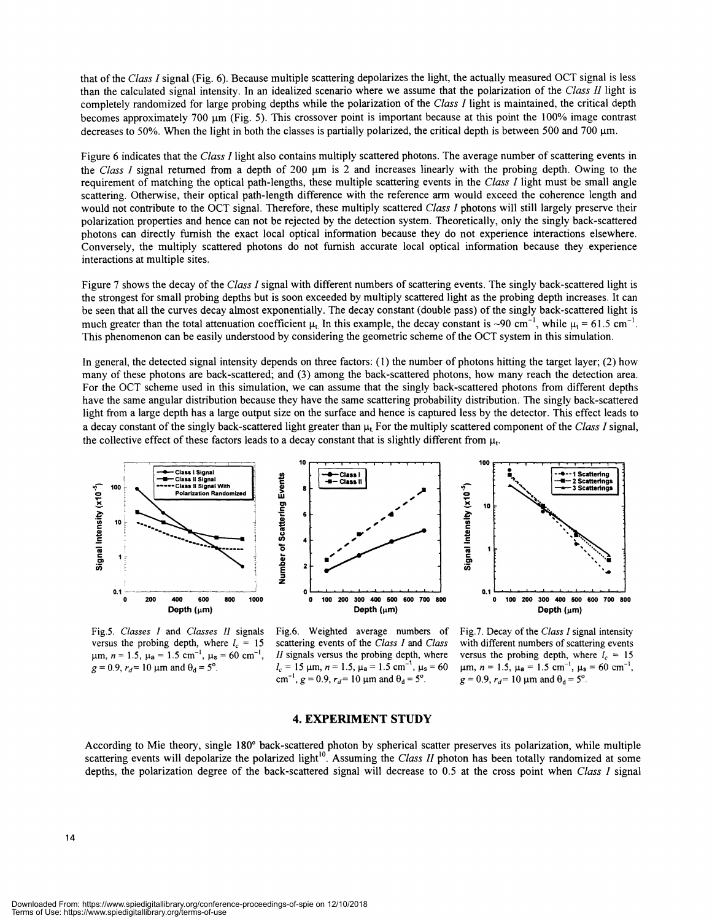that of the *Class I* signal (Fig. 6). Because multiple scattering depolarizes the light, the actually measured OCT signal is less than the calculated signal intensity. In an idealized scenario where we assume that the polarization of the *Class II* light is completely randomized for large probing depths while the polarization of the *Class I* light is maintained, the critical depth becomes approximately 700 μm (Fig. 5). This crossover point is important because at this point the 100% image contrast decreases to 50%. When the light in both the classes is partially polarized, the critical depth is between 500 and 700 μm.

Figure 6 indicates that the *Class I* light also contains multiply scattered photons. The average number of scattering events in the *Class I* signal returned from a depth of 200 μm is 2 and increases linearly with the probing depth. Owing to the requirement of matching the optical path-lengths, these multiple scattering events in the *Class I* light must be small angle scattering. Otherwise, their optical path-length difference with the reference arm would exceed the coherence length and would not contribute to the OCT signal. Therefore, these multiply scattered *Class I* photons will still largely preserve their polarization properties and hence can not be rejected by the detection system. Theoretically, only the singly back-scattered photons can directly furnish the exact local optical information because they do not experience interactions elsewhere. Conversely, the multiply scattered photons do not furnish accurate local optical information because they experience interactions at multiple sites.

Figure 7 shows the decay of the *Class I* signal with different numbers of scattering events. The singly back-scattered light is the strongest for small probing depths but is soon exceeded by multiply scattered light as the probing depth increases. It can be seen that all the curves decay almost exponentially. The decay constant (double pass) of the singly back-scattered light is much greater than the total attenuation coefficient $\mu_t$. In this example, the decay constant is ~90 $cm^{-1}$, while $\mu_t$ = 61.5 $cm^{-1}$. This phenomenon can be easily understood by considering the geometric scheme of the OCT system in this simulation.

In general, the detected signal intensity depends on three factors: (1) the number of photons hitting the target layer; (2) how many of these photons are back-scattered; and (3) among the back-scattered photons, how many reach the detection area. For the OCT scheme used in this simulation, we can assume that the singly back-scattered photons from different depths have the same angular distribution because they have the same scattering probability distribution. The singly back-scattered light from a large depth has a large output size on the surface and hence is captured less by the detector. This effect leads to a decay constant of the singly back-scattered light greater than $\mu_t$. For the multiply scattered component of the *Class I* signal, the collective effect of these factors leads to a decay constant that is slightly different from $\mu_t$.

Fig.5. *Classes I* and *Classes II* signals versus the probing depth, where $l_c$ = 15 μm, $n$ = 1.5, $\mu_a$ = 1.5 $cm^{-1}$, $\mu_s$ = 60 $cm^{-1}$, $g$ = 0.9, $r_d$ = 10 μm and $\theta_d$ = 5°.

Fig.6. Weighted average numbers of scattering events of the *Class I* and *Class II* signals versus the probing depth, where $l_c$ = 15 μm, $n$ = 1.5, $\mu_a$ = 1.5 $cm^{-1}$, $\mu_s$ = 60 $cm^{-1}$, $g$ = 0.9, $r_d$ = 10 μm and $\theta_d$ = 5°.

Fig.7. Decay of the *Class I* signal intensity with different numbers of scattering events versus the probing depth, where $l_c$ = 15 μm, $n$ = 1.5, $\mu_a$ = 1.5 $cm^{-1}$, $\mu_s$ = 60 $cm^{-1}$, $g$ = 0.9, $r_d$ = 10 μm and $\theta_d$ = 5°.

## 4. EXPERIMENT STUDY

According to Mie theory, single 180° back-scattered photon by spherical scatter preserves its polarization, while multiple scattering events will depolarize the polarized light[10]. Assuming the *Class II* photon has been totally randomized at some depths, the polarization degree of the back-scattered signal will decrease to 0.5 at the cross point when *Class I* signal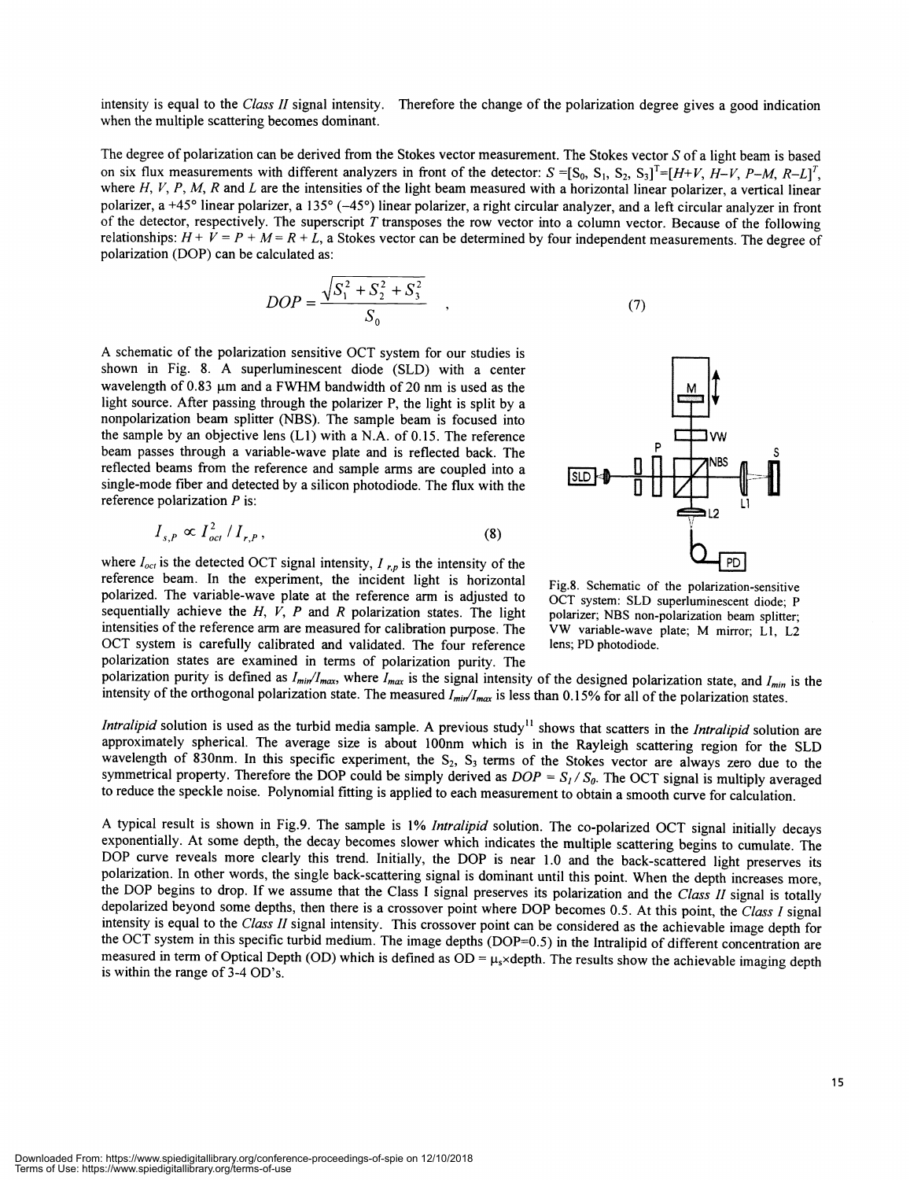intensity is equal to the *Class II* signal intensity. Therefore the change of the polarization degree gives a good indication when the multiple scattering becomes dominant.

The degree of polarization can be derived from the Stokes vector measurement. The Stokes vector $S$ of a light beam is based on six flux measurements with different analyzers in front of the detector: $S = [S_0, S_1, S_2, S_3]^T = [H+V, H-V, P-M, R-L]^T$, where $H$, $V$, $P$, $M$, $R$ and $L$ are the intensities of the light beam measured with a horizontal linear polarizer, a vertical linear polarizer, a +45° linear polarizer, a 135° (−45°) linear polarizer, a right circular analyzer, and a left circular analyzer in front of the detector, respectively. The superscript $T$ transposes the row vector into a column vector. Because of the following relationships: $H + V = P + M = R + L$, a Stokes vector can be determined by four independent measurements. The degree of polarization (DOP) can be calculated as:

$$DOP = \frac{\sqrt{S_1^2 + S_2^2 + S_3^2}}{S_0}, \tag{7}$$

A schematic of the polarization sensitive OCT system for our studies is shown in Fig. 8. A superluminescent diode (SLD) with a center wavelength of 0.83 μm and a FWHM bandwidth of 20 nm is used as the light source. After passing through the polarizer P, the light is split by a nonpolarization beam splitter (NBS). The sample beam is focused into the sample by an objective lens (L1) with a N.A. of 0.15. The reference beam passes through a variable-wave plate and is reflected back. The reflected beams from the reference and sample arms are coupled into a single-mode fiber and detected by a silicon photodiode. The flux with the reference polarization $P$ is:

$$I_{s,P} \propto I_{oct}^2 / I_{r,P}, \tag{8}$$

where $I_{oct}$ is the detected OCT signal intensity, $I_{r,p}$ is the intensity of the reference beam. In the experiment, the incident light is horizontal polarized. The variable-wave plate at the reference arm is adjusted to sequentially achieve the $H$, $V$, $P$ and $R$ polarization states. The light intensities of the reference arm are measured for calibration purpose. The OCT system is carefully calibrated and validated. The four reference polarization states are examined in terms of polarization purity. The polarization purity is defined as $I_{min}/I_{max}$, where $I_{max}$ is the signal intensity of the designed polarization state, and $I_{min}$ is the intensity of the orthogonal polarization state. The measured $I_{min}/I_{max}$ is less than 0.15% for all of the polarization states.

Fig.8. Schematic of the polarization-sensitive OCT system: SLD superluminescent diode; P polarizer; NBS non-polarization beam splitter; VW variable-wave plate; M mirror; L1, L2 lens; PD photodiode.

*Intralipid* solution is used as the turbid media sample. A previous study[11] shows that scatters in the *Intralipid* solution are approximately spherical. The average size is about 100nm which is in the Rayleigh scattering region for the SLD wavelength of 830nm. In this specific experiment, the $S_2$, $S_3$ terms of the Stokes vector are always zero due to the symmetrical property. Therefore the DOP could be simply derived as $DOP = S_1 / S_0$. The OCT signal is multiply averaged to reduce the speckle noise. Polynomial fitting is applied to each measurement to obtain a smooth curve for calculation.

A typical result is shown in Fig.9. The sample is 1% *Intralipid* solution. The co-polarized OCT signal initially decays exponentially. At some depth, the decay becomes slower which indicates the multiple scattering begins to cumulate. The DOP curve reveals more clearly this trend. Initially, the DOP is near 1.0 and the back-scattered light preserves its polarization. In other words, the single back-scattering signal is dominant until this point. When the depth increases more, the DOP begins to drop. If we assume that the Class I signal preserves its polarization and the *Class II* signal is totally depolarized beyond some depths, then there is a crossover point where DOP becomes 0.5. At this point, the *Class I* signal intensity is equal to the *Class II* signal intensity. This crossover point can be considered as the achievable image depth for the OCT system in this specific turbid medium. The image depths (DOP=0.5) in the Intralipid of different concentration are measured in term of Optical Depth (OD) which is defined as OD = $\mu_s \times$depth. The results show the achievable imaging depth is within the range of 3-4 OD's.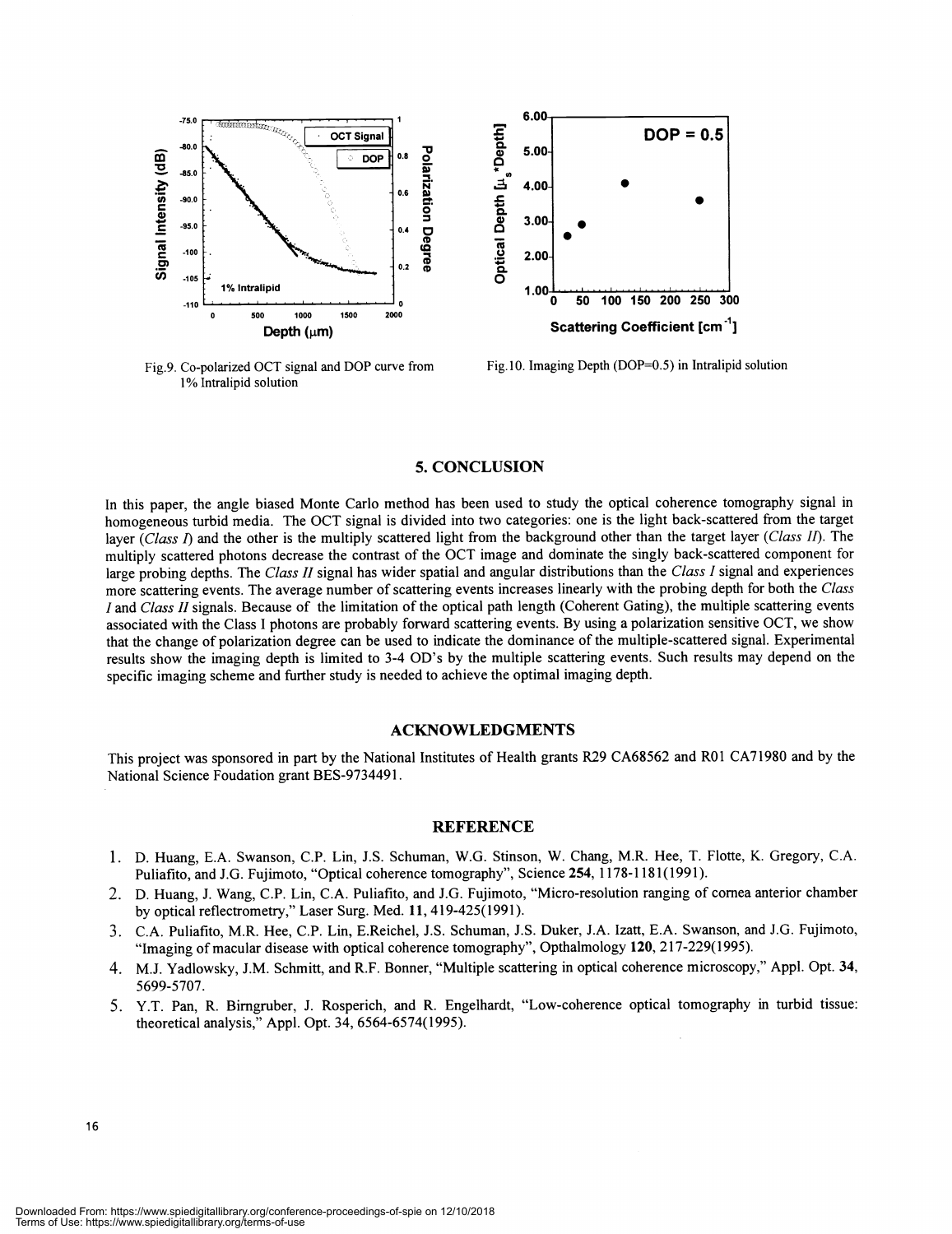Fig.9. Co-polarized OCT signal and DOP curve from 1% Intralipid solution

Fig.10. Imaging Depth (DOP=0.5) in Intralipid solution

## 5. CONCLUSION

In this paper, the angle biased Monte Carlo method has been used to study the optical coherence tomography signal in homogeneous turbid media. The OCT signal is divided into two categories: one is the light back-scattered from the target layer (*Class I*) and the other is the multiply scattered light from the background other than the target layer (*Class II*). The multiply scattered photons decrease the contrast of the OCT image and dominate the singly back-scattered component for large probing depths. The *Class II* signal has wider spatial and angular distributions than the *Class I* signal and experiences more scattering events. The average number of scattering events increases linearly with the probing depth for both the *Class I* and *Class II* signals. Because of the limitation of the optical path length (Coherent Gating), the multiple scattering events associated with the Class I photons are probably forward scattering events. By using a polarization sensitive OCT, we show that the change of polarization degree can be used to indicate the dominance of the multiple-scattered signal. Experimental results show the imaging depth is limited to 3-4 OD's by the multiple scattering events. Such results may depend on the specific imaging scheme and further study is needed to achieve the optimal imaging depth.

## ACKNOWLEDGMENTS

This project was sponsored in part by the National Institutes of Health grants R29 CA68562 and R01 CA71980 and by the National Science Foudation grant BES-9734491.

## REFERENCE

1. D. Huang, E.A. Swanson, C.P. Lin, J.S. Schuman, W.G. Stinson, W. Chang, M.R. Hee, T. Flotte, K. Gregory, C.A. Puliafito, and J.G. Fujimoto, "Optical coherence tomography", Science **254**, 1178-1181(1991).
2. D. Huang, J. Wang, C.P. Lin, C.A. Puliafito, and J.G. Fujimoto, "Micro-resolution ranging of cornea anterior chamber by optical reflectrometry," Laser Surg. Med. **11**, 419-425(1991).
3. C.A. Puliafito, M.R. Hee, C.P. Lin, E.Reichel, J.S. Schuman, J.S. Duker, J.A. Izatt, E.A. Swanson, and J.G. Fujimoto, "Imaging of macular disease with optical coherence tomography", Opthalmology **120**, 217-229(1995).
4. M.J. Yadlowsky, J.M. Schmitt, and R.F. Bonner, "Multiple scattering in optical coherence microscopy," Appl. Opt. **34**, 5699-5707.
5. Y.T. Pan, R. Birngruber, J. Rosperich, and R. Engelhardt, "Low-coherence optical tomography in turbid tissue: theoretical analysis," Appl. Opt. 34, 6564-6574(1995).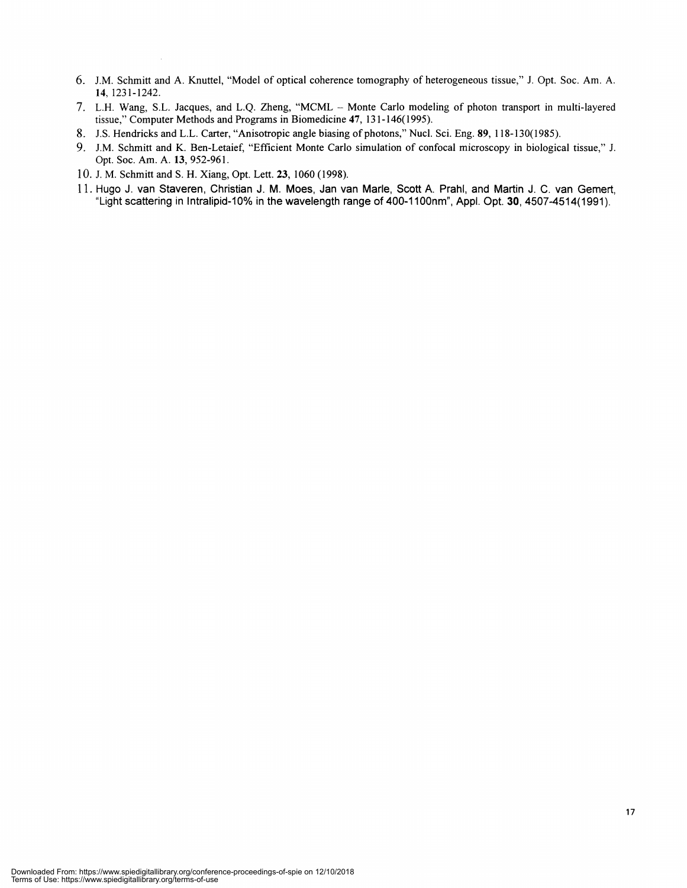6. J.M. Schmitt and A. Knuttel, "Model of optical coherence tomography of heterogeneous tissue," J. Opt. Soc. Am. A. **14**, 1231-1242.
7. L.H. Wang, S.L. Jacques, and L.Q. Zheng, "MCML – Monte Carlo modeling of photon transport in multi-layered tissue," Computer Methods and Programs in Biomedicine **47**, 131-146(1995).
8. J.S. Hendricks and L.L. Carter, "Anisotropic angle biasing of photons," Nucl. Sci. Eng. **89**, 118-130(1985).
9. J.M. Schmitt and K. Ben-Letaief, "Efficient Monte Carlo simulation of confocal microscopy in biological tissue," J. Opt. Soc. Am. A. **13**, 952-961.
10. J. M. Schmitt and S. H. Xiang, Opt. Lett. **23**, 1060 (1998).
11. Hugo J. van Staveren, Christian J. M. Moes, Jan van Marle, Scott A. Prahl, and Martin J. C. van Gemert, "Light scattering in Intralipid-10% in the wavelength range of 400-1100nm", Appl. Opt. **30**, 4507-4514(1991).